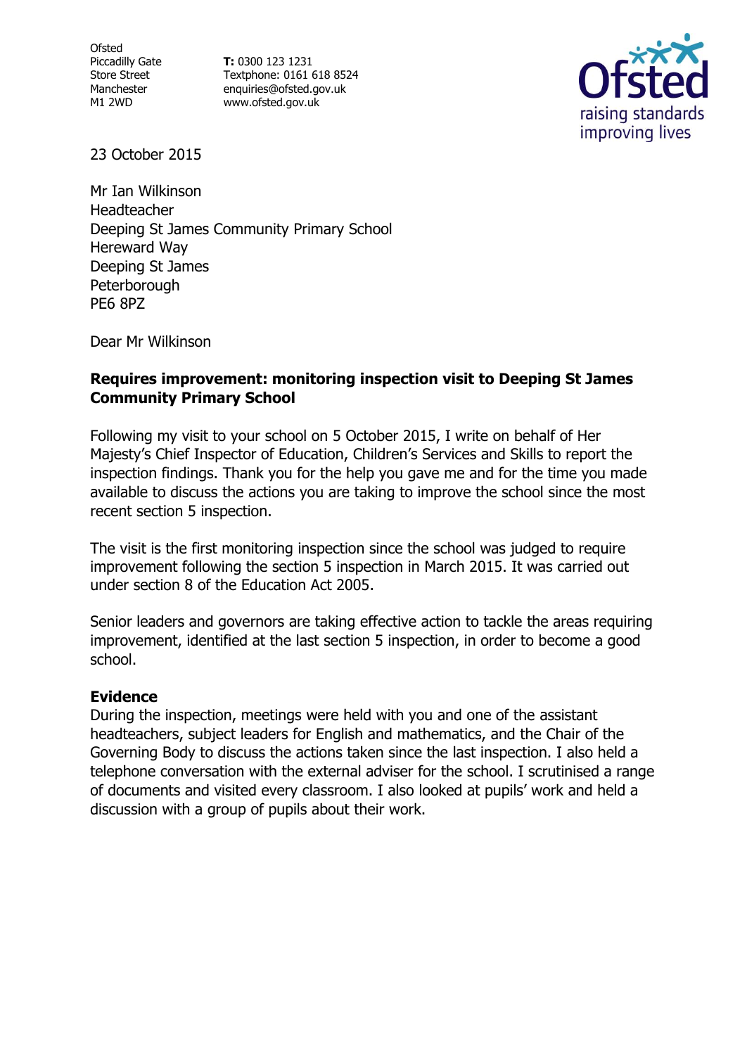Ofsted
Piccadilly Gate
Store Street
Manchester
M1 2WD

**T:** 0300 123 1231
Textphone: 0161 618 8524
enquiries@ofsted.gov.uk
www.ofsted.gov.uk

23 October 2015

Mr Ian Wilkinson
Headteacher
Deeping St James Community Primary School
Hereward Way
Deeping St James
Peterborough
PE6 8PZ

Dear Mr Wilkinson

**Requires improvement: monitoring inspection visit to Deeping St James Community Primary School**

Following my visit to your school on 5 October 2015, I write on behalf of Her Majesty's Chief Inspector of Education, Children's Services and Skills to report the inspection findings. Thank you for the help you gave me and for the time you made available to discuss the actions you are taking to improve the school since the most recent section 5 inspection.

The visit is the first monitoring inspection since the school was judged to require improvement following the section 5 inspection in March 2015. It was carried out under section 8 of the Education Act 2005.

Senior leaders and governors are taking effective action to tackle the areas requiring improvement, identified at the last section 5 inspection, in order to become a good school.

**Evidence**

During the inspection, meetings were held with you and one of the assistant headteachers, subject leaders for English and mathematics, and the Chair of the Governing Body to discuss the actions taken since the last inspection. I also held a telephone conversation with the external adviser for the school. I scrutinised a range of documents and visited every classroom. I also looked at pupils' work and held a discussion with a group of pupils about their work.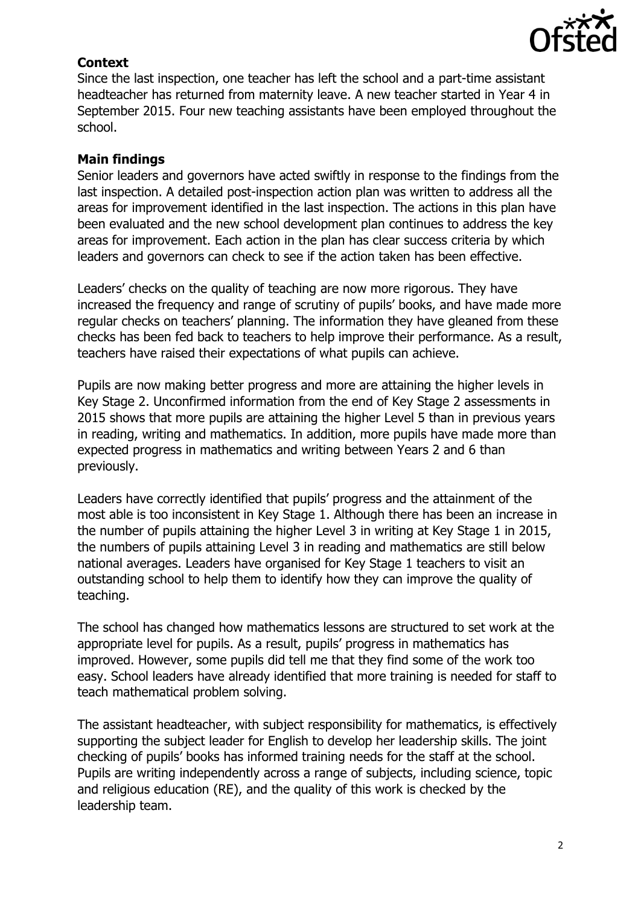### Context

Since the last inspection, one teacher has left the school and a part-time assistant headteacher has returned from maternity leave. A new teacher started in Year 4 in September 2015. Four new teaching assistants have been employed throughout the school.

### Main findings

Senior leaders and governors have acted swiftly in response to the findings from the last inspection. A detailed post-inspection action plan was written to address all the areas for improvement identified in the last inspection. The actions in this plan have been evaluated and the new school development plan continues to address the key areas for improvement. Each action in the plan has clear success criteria by which leaders and governors can check to see if the action taken has been effective.

Leaders' checks on the quality of teaching are now more rigorous. They have increased the frequency and range of scrutiny of pupils' books, and have made more regular checks on teachers' planning. The information they have gleaned from these checks has been fed back to teachers to help improve their performance. As a result, teachers have raised their expectations of what pupils can achieve.

Pupils are now making better progress and more are attaining the higher levels in Key Stage 2. Unconfirmed information from the end of Key Stage 2 assessments in 2015 shows that more pupils are attaining the higher Level 5 than in previous years in reading, writing and mathematics. In addition, more pupils have made more than expected progress in mathematics and writing between Years 2 and 6 than previously.

Leaders have correctly identified that pupils' progress and the attainment of the most able is too inconsistent in Key Stage 1. Although there has been an increase in the number of pupils attaining the higher Level 3 in writing at Key Stage 1 in 2015, the numbers of pupils attaining Level 3 in reading and mathematics are still below national averages. Leaders have organised for Key Stage 1 teachers to visit an outstanding school to help them to identify how they can improve the quality of teaching.

The school has changed how mathematics lessons are structured to set work at the appropriate level for pupils. As a result, pupils' progress in mathematics has improved. However, some pupils did tell me that they find some of the work too easy. School leaders have already identified that more training is needed for staff to teach mathematical problem solving.

The assistant headteacher, with subject responsibility for mathematics, is effectively supporting the subject leader for English to develop her leadership skills. The joint checking of pupils' books has informed training needs for the staff at the school. Pupils are writing independently across a range of subjects, including science, topic and religious education (RE), and the quality of this work is checked by the leadership team.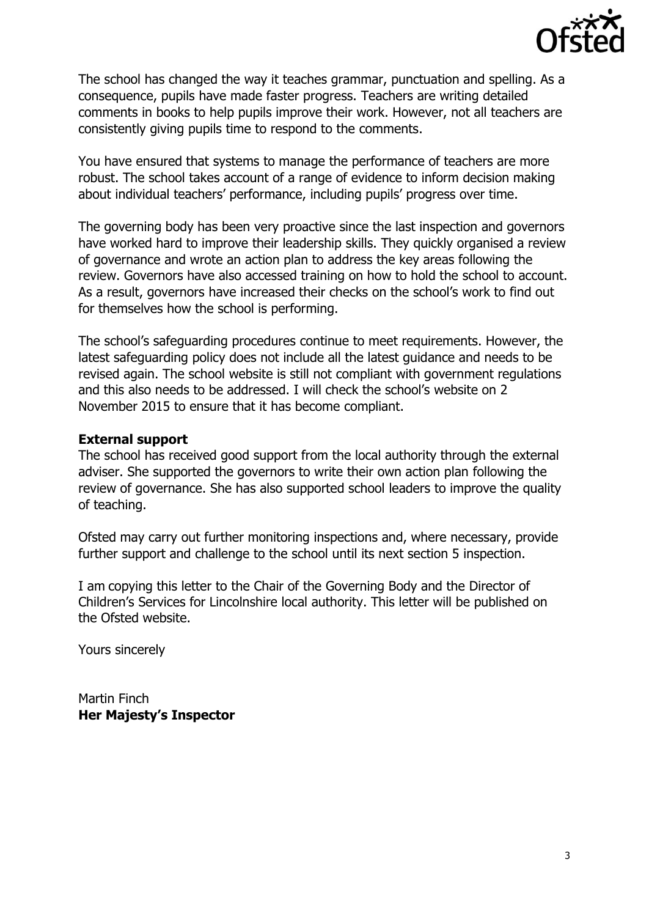The school has changed the way it teaches grammar, punctuation and spelling. As a consequence, pupils have made faster progress. Teachers are writing detailed comments in books to help pupils improve their work. However, not all teachers are consistently giving pupils time to respond to the comments.

You have ensured that systems to manage the performance of teachers are more robust. The school takes account of a range of evidence to inform decision making about individual teachers' performance, including pupils' progress over time.

The governing body has been very proactive since the last inspection and governors have worked hard to improve their leadership skills. They quickly organised a review of governance and wrote an action plan to address the key areas following the review. Governors have also accessed training on how to hold the school to account. As a result, governors have increased their checks on the school's work to find out for themselves how the school is performing.

The school's safeguarding procedures continue to meet requirements. However, the latest safeguarding policy does not include all the latest guidance and needs to be revised again. The school website is still not compliant with government regulations and this also needs to be addressed. I will check the school's website on 2 November 2015 to ensure that it has become compliant.

**External support**

The school has received good support from the local authority through the external adviser. She supported the governors to write their own action plan following the review of governance. She has also supported school leaders to improve the quality of teaching.

Ofsted may carry out further monitoring inspections and, where necessary, provide further support and challenge to the school until its next section 5 inspection.

I am copying this letter to the Chair of the Governing Body and the Director of Children's Services for Lincolnshire local authority. This letter will be published on the Ofsted website.

Yours sincerely

Martin Finch
**Her Majesty's Inspector**